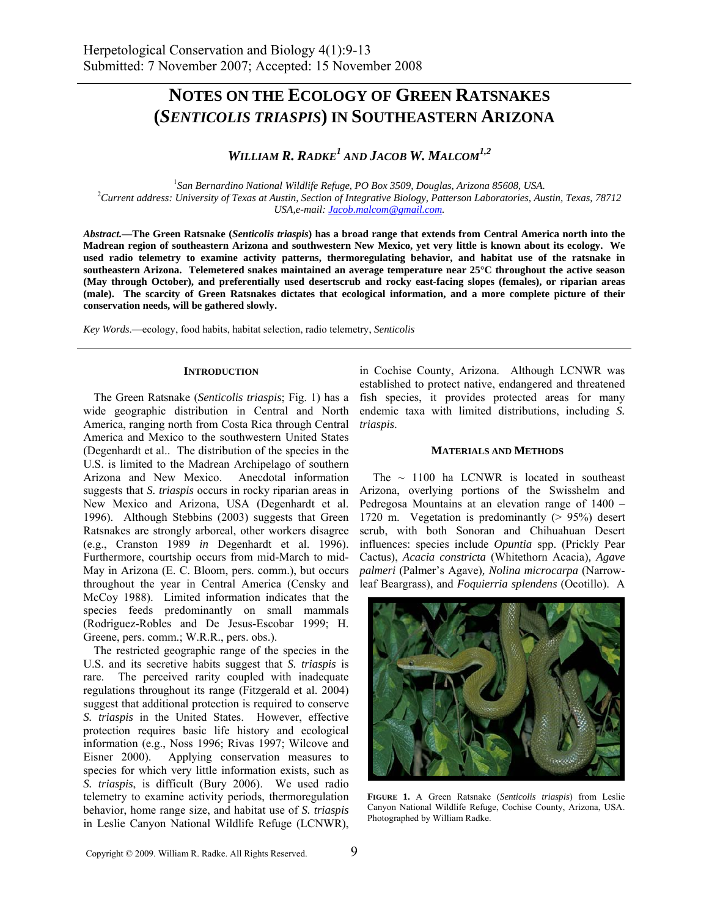# NOTES ON THE ECOLOGY OF GREEN RATSNAKES (*SENTICOLIS TRIASPIS*) IN SOUTHEASTERN ARIZONA

***WILLIAM R. RADKE*[1] *AND JACOB W. MALCOM*[1,2]**

[1]*San Bernardino National Wildlife Refuge, PO Box 3509, Douglas, Arizona 85608, USA.*
[2]*Current address: University of Texas at Austin, Section of Integrative Biology, Patterson Laboratories, Austin, Texas, 78712 USA,e-mail: Jacob.malcom@gmail.com.*

***Abstract.*—The Green Ratsnake (*Senticolis triaspis*) has a broad range that extends from Central America north into the Madrean region of southeastern Arizona and southwestern New Mexico, yet very little is known about its ecology. We used radio telemetry to examine activity patterns, thermoregulating behavior, and habitat use of the ratsnake in southeastern Arizona. Telemetered snakes maintained an average temperature near 25°C throughout the active season (May through October), and preferentially used desertscrub and rocky east-facing slopes (females), or riparian areas (male). The scarcity of Green Ratsnakes dictates that ecological information, and a more complete picture of their conservation needs, will be gathered slowly.**

*Key Words*.—ecology, food habits, habitat selection, radio telemetry, *Senticolis*

## INTRODUCTION

The Green Ratsnake (*Senticolis triaspis*; Fig. 1) has a wide geographic distribution in Central and North America, ranging north from Costa Rica through Central America and Mexico to the southwestern United States (Degenhardt et al.. The distribution of the species in the U.S. is limited to the Madrean Archipelago of southern Arizona and New Mexico. Anecdotal information suggests that *S. triaspis* occurs in rocky riparian areas in New Mexico and Arizona, USA (Degenhardt et al. 1996). Although Stebbins (2003) suggests that Green Ratsnakes are strongly arboreal, other workers disagree (e.g., Cranston 1989 *in* Degenhardt et al. 1996). Furthermore, courtship occurs from mid-March to mid-May in Arizona (E. C. Bloom, pers. comm.), but occurs throughout the year in Central America (Censky and McCoy 1988). Limited information indicates that the species feeds predominantly on small mammals (Rodriguez-Robles and De Jesus-Escobar 1999; H. Greene, pers. comm.; W.R.R., pers. obs.).

The restricted geographic range of the species in the U.S. and its secretive habits suggest that *S. triaspis* is rare. The perceived rarity coupled with inadequate regulations throughout its range (Fitzgerald et al. 2004) suggest that additional protection is required to conserve *S. triaspis* in the United States. However, effective protection requires basic life history and ecological information (e.g., Noss 1996; Rivas 1997; Wilcove and Eisner 2000). Applying conservation measures to species for which very little information exists, such as *S. triaspis*, is difficult (Bury 2006). We used radio telemetry to examine activity periods, thermoregulation behavior, home range size, and habitat use of *S. triaspis* in Leslie Canyon National Wildlife Refuge (LCNWR), in Cochise County, Arizona. Although LCNWR was established to protect native, endangered and threatened fish species, it provides protected areas for many endemic taxa with limited distributions, including *S. triaspis*.

## MATERIALS AND METHODS

The ~ 1100 ha LCNWR is located in southeast Arizona, overlying portions of the Swisshelm and Pedregosa Mountains at an elevation range of 1400 – 1720 m. Vegetation is predominantly (> 95%) desert scrub, with both Sonoran and Chihuahuan Desert influences: species include *Opuntia* spp. (Prickly Pear Cactus), *Acacia constricta* (Whitethorn Acacia), *Agave palmeri* (Palmer's Agave), *Nolina microcarpa* (Narrow-leaf Beargrass), and *Foquierria splendens* (Ocotillo). A

**FIGURE 1.** A Green Ratsnake (*Senticolis triaspis*) from Leslie Canyon National Wildlife Refuge, Cochise County, Arizona, USA. Photographed by William Radke.

Copyright © 2009. William R. Radke. All Rights Reserved.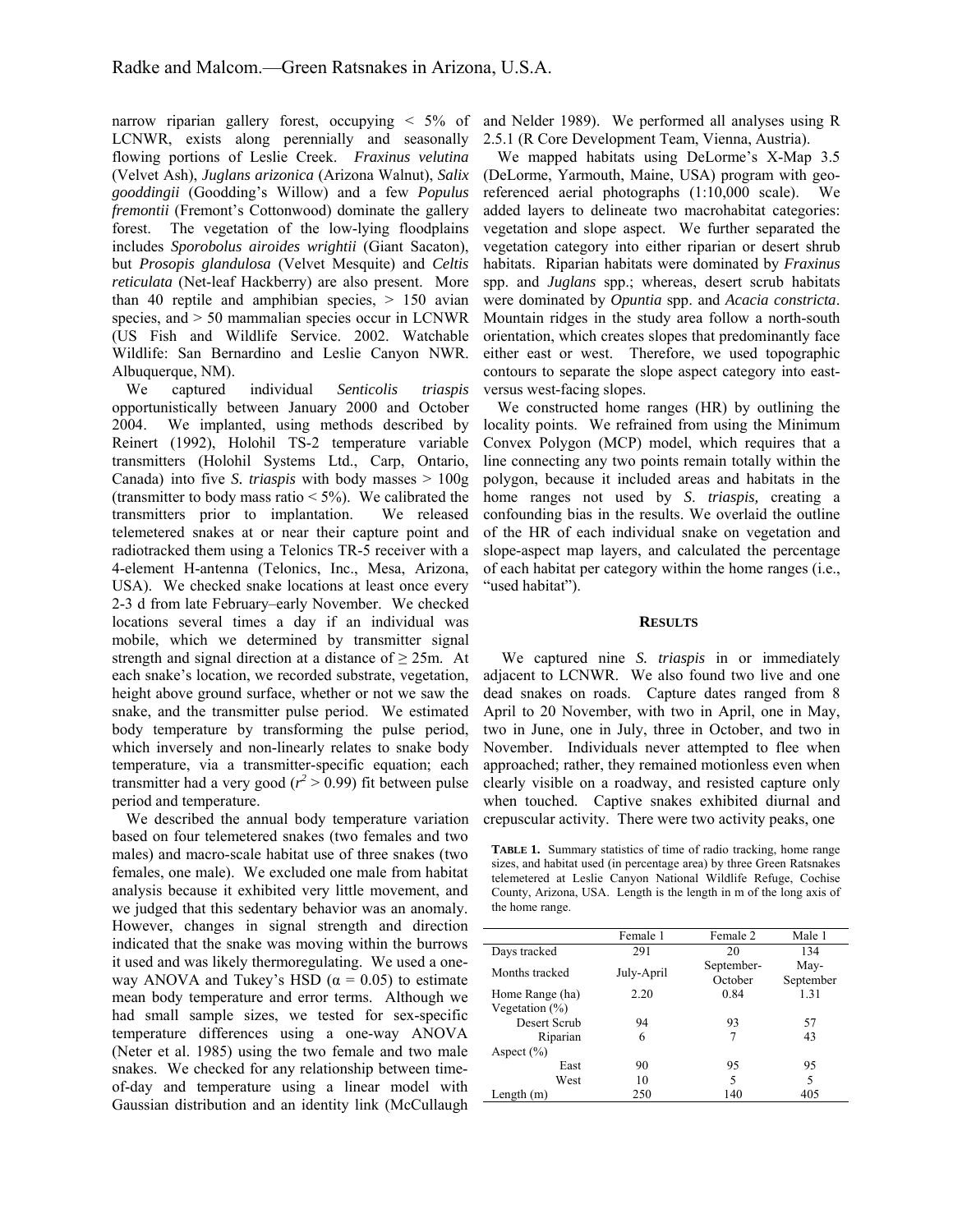narrow riparian gallery forest, occupying < 5% of LCNWR, exists along perennially and seasonally flowing portions of Leslie Creek. *Fraxinus velutina* (Velvet Ash), *Juglans arizonica* (Arizona Walnut), *Salix gooddingii* (Goodding's Willow) and a few *Populus fremontii* (Fremont's Cottonwood) dominate the gallery forest. The vegetation of the low-lying floodplains includes *Sporobolus airoides wrightii* (Giant Sacaton), but *Prosopis glandulosa* (Velvet Mesquite) and *Celtis reticulata* (Net-leaf Hackberry) are also present. More than 40 reptile and amphibian species, > 150 avian species, and > 50 mammalian species occur in LCNWR (US Fish and Wildlife Service. 2002. Watchable Wildlife: San Bernardino and Leslie Canyon NWR. Albuquerque, NM).

We captured individual *Senticolis triaspis* opportunistically between January 2000 and October 2004. We implanted, using methods described by Reinert (1992), Holohil TS-2 temperature variable transmitters (Holohil Systems Ltd., Carp, Ontario, Canada) into five *S. triaspis* with body masses > 100g (transmitter to body mass ratio < 5%). We calibrated the transmitters prior to implantation. We released telemetered snakes at or near their capture point and radiotracked them using a Telonics TR-5 receiver with a 4-element H-antenna (Telonics, Inc., Mesa, Arizona, USA). We checked snake locations at least once every 2-3 d from late February–early November. We checked locations several times a day if an individual was mobile, which we determined by transmitter signal strength and signal direction at a distance of ≥ 25m. At each snake's location, we recorded substrate, vegetation, height above ground surface, whether or not we saw the snake, and the transmitter pulse period. We estimated body temperature by transforming the pulse period, which inversely and non-linearly relates to snake body temperature, via a transmitter-specific equation; each transmitter had a very good ($r^2 > 0.99$) fit between pulse period and temperature.

We described the annual body temperature variation based on four telemetered snakes (two females and two males) and macro-scale habitat use of three snakes (two females, one male). We excluded one male from habitat analysis because it exhibited very little movement, and we judged that this sedentary behavior was an anomaly. However, changes in signal strength and direction indicated that the snake was moving within the burrows it used and was likely thermoregulating. We used a one-way ANOVA and Tukey's HSD ($\alpha = 0.05$) to estimate mean body temperature and error terms. Although we had small sample sizes, we tested for sex-specific temperature differences using a one-way ANOVA (Neter et al. 1985) using the two female and two male snakes. We checked for any relationship between time-of-day and temperature using a linear model with Gaussian distribution and an identity link (McCullaugh and Nelder 1989). We performed all analyses using R 2.5.1 (R Core Development Team, Vienna, Austria).

We mapped habitats using DeLorme's X-Map 3.5 (DeLorme, Yarmouth, Maine, USA) program with geo-referenced aerial photographs (1:10,000 scale). We added layers to delineate two macrohabitat categories: vegetation and slope aspect. We further separated the vegetation category into either riparian or desert shrub habitats. Riparian habitats were dominated by *Fraxinus* spp. and *Juglans* spp.; whereas, desert scrub habitats were dominated by *Opuntia* spp. and *Acacia constricta*. Mountain ridges in the study area follow a north-south orientation, which creates slopes that predominantly face either east or west. Therefore, we used topographic contours to separate the slope aspect category into east- versus west-facing slopes.

We constructed home ranges (HR) by outlining the locality points. We refrained from using the Minimum Convex Polygon (MCP) model, which requires that a line connecting any two points remain totally within the polygon, because it included areas and habitats in the home ranges not used by *S. triaspis,* creating a confounding bias in the results. We overlaid the outline of the HR of each individual snake on vegetation and slope-aspect map layers, and calculated the percentage of each habitat per category within the home ranges (i.e., "used habitat").

## RESULTS

We captured nine *S. triaspis* in or immediately adjacent to LCNWR. We also found two live and one dead snakes on roads. Capture dates ranged from 8 April to 20 November, with two in April, one in May, two in June, one in July, three in October, and two in November. Individuals never attempted to flee when approached; rather, they remained motionless even when clearly visible on a roadway, and resisted capture only when touched. Captive snakes exhibited diurnal and crepuscular activity. There were two activity peaks, one

**TABLE 1.** Summary statistics of time of radio tracking, home range sizes, and habitat used (in percentage area) by three Green Ratsnakes telemetered at Leslie Canyon National Wildlife Refuge, Cochise County, Arizona, USA. Length is the length in m of the long axis of the home range.

| | Female 1 | Female 2 | Male 1 |
|---|---|---|---|
| Days tracked | 291 | 20 | 134 |
| Months tracked | July-April | September-October | May-September |
| Home Range (ha) | 2.20 | 0.84 | 1.31 |
| Vegetation (%) | | | |
| Desert Scrub | 94 | 93 | 57 |
| Riparian | 6 | 7 | 43 |
| Aspect (%) | | | |
| East | 90 | 95 | 95 |
| West | 10 | 5 | 5 |
| Length (m) | 250 | 140 | 405 |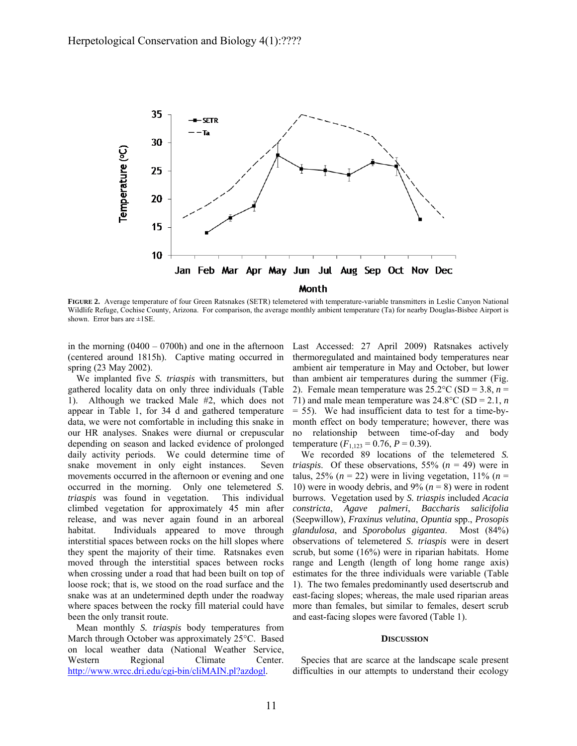**FIGURE 2.** Average temperature of four Green Ratsnakes (SETR) telemetered with temperature-variable transmitters in Leslie Canyon National Wildlife Refuge, Cochise County, Arizona. For comparison, the average monthly ambient temperature (Ta) for nearby Douglas-Bisbee Airport is shown. Error bars are ±1SE.

in the morning (0400 – 0700h) and one in the afternoon (centered around 1815h). Captive mating occurred in spring (23 May 2002).

We implanted five *S. triaspis* with transmitters, but gathered locality data on only three individuals (Table 1). Although we tracked Male #2, which does not appear in Table 1, for 34 d and gathered temperature data, we were not comfortable in including this snake in our HR analyses. Snakes were diurnal or crepuscular depending on season and lacked evidence of prolonged daily activity periods. We could determine time of snake movement in only eight instances. Seven movements occurred in the afternoon or evening and one occurred in the morning. Only one telemetered *S. triaspis* was found in vegetation. This individual climbed vegetation for approximately 45 min after release, and was never again found in an arboreal habitat. Individuals appeared to move through interstitial spaces between rocks on the hill slopes where they spent the majority of their time. Ratsnakes even moved through the interstitial spaces between rocks when crossing under a road that had been built on top of loose rock; that is, we stood on the road surface and the snake was at an undetermined depth under the roadway where spaces between the rocky fill material could have been the only transit route.

Mean monthly *S. triaspis* body temperatures from March through October was approximately 25°C. Based on local weather data (National Weather Service, Western Regional Climate Center. http://www.wrcc.dri.edu/cgi-bin/cliMAIN.pl?azdogl. Last Accessed: 27 April 2009) Ratsnakes actively thermoregulated and maintained body temperatures near ambient air temperature in May and October, but lower than ambient air temperatures during the summer (Fig. 2). Female mean temperature was 25.2°C (SD = 3.8, *n* = 71) and male mean temperature was 24.8°C (SD = 2.1, *n* = 55). We had insufficient data to test for a time-by-month effect on body temperature; however, there was no relationship between time-of-day and body temperature ($F_{1,123} = 0.76$, $P = 0.39$).

We recorded 89 locations of the telemetered *S. triaspis*. Of these observations, 55% (*n* = 49) were in talus, 25% (*n* = 22) were in living vegetation, 11% (*n* = 10) were in woody debris, and 9% (*n* = 8) were in rodent burrows. Vegetation used by *S. triaspis* included *Acacia constricta*, *Agave palmeri*, *Baccharis salicifolia* (Seepwillow), *Fraxinus velutina*, *Opuntia* spp., *Prosopis glandulosa*, and *Sporobolus gigantea*. Most (84%) observations of telemetered *S. triaspis* were in desert scrub, but some (16%) were in riparian habitats. Home range and Length (length of long home range axis) estimates for the three individuals were variable (Table 1). The two females predominantly used desertscrub and east-facing slopes; whereas, the male used riparian areas more than females, but similar to females, desert scrub and east-facing slopes were favored (Table 1).

## DISCUSSION

Species that are scarce at the landscape scale present difficulties in our attempts to understand their ecology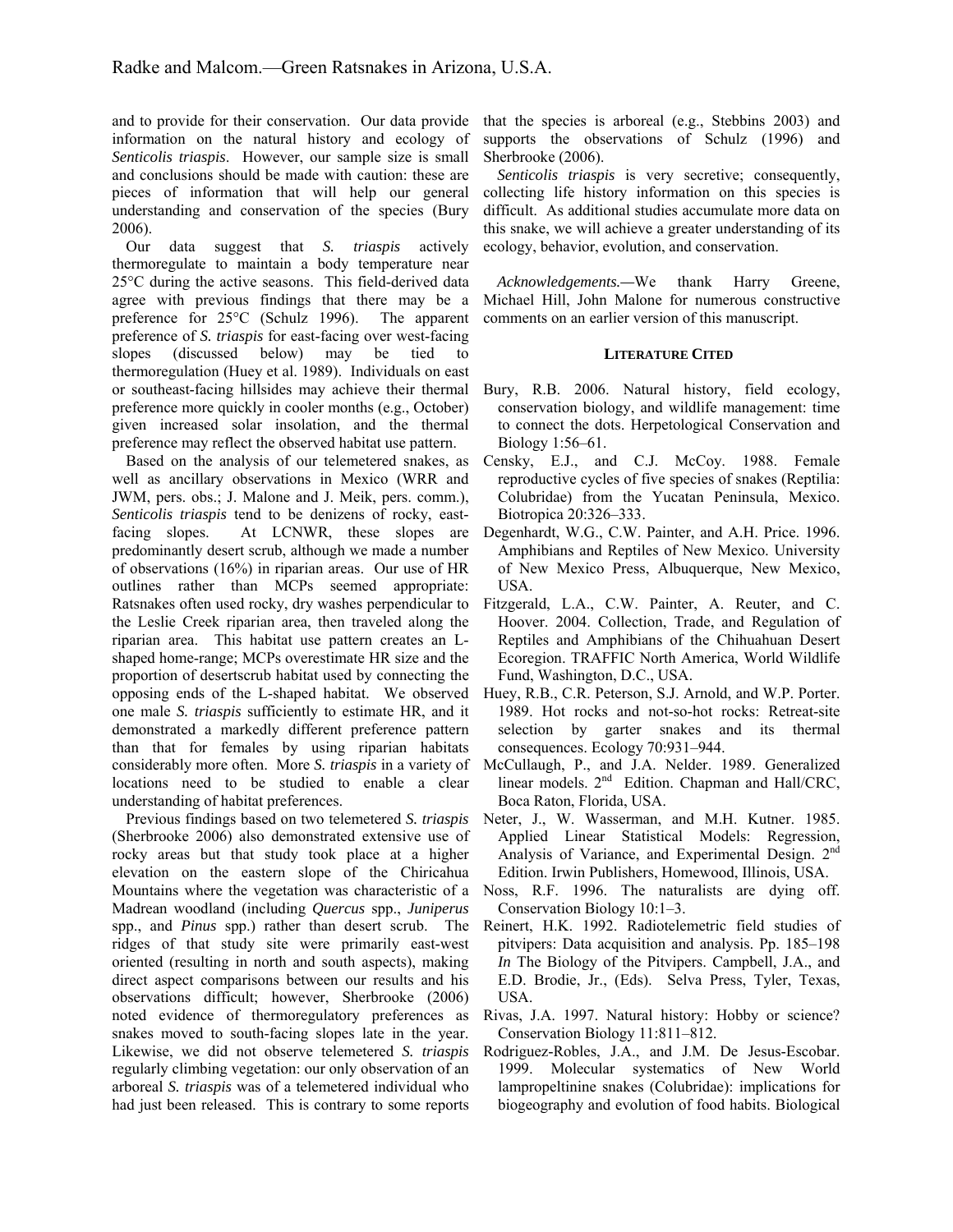and to provide for their conservation. Our data provide information on the natural history and ecology of *Senticolis triaspis*. However, our sample size is small and conclusions should be made with caution: these are pieces of information that will help our general understanding and conservation of the species (Bury 2006).

Our data suggest that *S. triaspis* actively thermoregulate to maintain a body temperature near 25°C during the active seasons. This field-derived data agree with previous findings that there may be a preference for 25°C (Schulz 1996). The apparent preference of *S. triaspis* for east-facing over west-facing slopes (discussed below) may be tied to thermoregulation (Huey et al. 1989). Individuals on east or southeast-facing hillsides may achieve their thermal preference more quickly in cooler months (e.g., October) given increased solar insolation, and the thermal preference may reflect the observed habitat use pattern.

Based on the analysis of our telemetered snakes, as well as ancillary observations in Mexico (WRR and JWM, pers. obs.; J. Malone and J. Meik, pers. comm.), *Senticolis triaspis* tend to be denizens of rocky, east-facing slopes. At LCNWR, these slopes are predominantly desert scrub, although we made a number of observations (16%) in riparian areas. Our use of HR outlines rather than MCPs seemed appropriate: Ratsnakes often used rocky, dry washes perpendicular to the Leslie Creek riparian area, then traveled along the riparian area. This habitat use pattern creates an L-shaped home-range; MCPs overestimate HR size and the proportion of desertscrub habitat used by connecting the opposing ends of the L-shaped habitat. We observed one male *S. triaspis* sufficiently to estimate HR, and it demonstrated a markedly different preference pattern than that for females by using riparian habitats considerably more often. More *S. triaspis* in a variety of locations need to be studied to enable a clear understanding of habitat preferences.

Previous findings based on two telemetered *S. triaspis* (Sherbrooke 2006) also demonstrated extensive use of rocky areas but that study took place at a higher elevation on the eastern slope of the Chiricahua Mountains where the vegetation was characteristic of a Madrean woodland (including *Quercus* spp., *Juniperus* spp., and *Pinus* spp.) rather than desert scrub. The ridges of that study site were primarily east-west oriented (resulting in north and south aspects), making direct aspect comparisons between our results and his observations difficult; however, Sherbrooke (2006) noted evidence of thermoregulatory preferences as snakes moved to south-facing slopes late in the year. Likewise, we did not observe telemetered *S. triaspis* regularly climbing vegetation: our only observation of an arboreal *S. triaspis* was of a telemetered individual who had just been released. This is contrary to some reports that the species is arboreal (e.g., Stebbins 2003) and supports the observations of Schulz (1996) and Sherbrooke (2006).

*Senticolis triaspis* is very secretive; consequently, collecting life history information on this species is difficult. As additional studies accumulate more data on this snake, we will achieve a greater understanding of its ecology, behavior, evolution, and conservation.

*Acknowledgements.*—We thank Harry Greene, Michael Hill, John Malone for numerous constructive comments on an earlier version of this manuscript.

## Literature Cited

Bury, R.B. 2006. Natural history, field ecology, conservation biology, and wildlife management: time to connect the dots. Herpetological Conservation and Biology 1:56–61.

Censky, E.J., and C.J. McCoy. 1988. Female reproductive cycles of five species of snakes (Reptilia: Colubridae) from the Yucatan Peninsula, Mexico. Biotropica 20:326–333.

Degenhardt, W.G., C.W. Painter, and A.H. Price. 1996. Amphibians and Reptiles of New Mexico. University of New Mexico Press, Albuquerque, New Mexico, USA.

Fitzgerald, L.A., C.W. Painter, A. Reuter, and C. Hoover. 2004. Collection, Trade, and Regulation of Reptiles and Amphibians of the Chihuahuan Desert Ecoregion. TRAFFIC North America, World Wildlife Fund, Washington, D.C., USA.

Huey, R.B., C.R. Peterson, S.J. Arnold, and W.P. Porter. 1989. Hot rocks and not-so-hot rocks: Retreat-site selection by garter snakes and its thermal consequences. Ecology 70:931–944.

McCullaugh, P., and J.A. Nelder. 1989. Generalized linear models. 2nd Edition. Chapman and Hall/CRC, Boca Raton, Florida, USA.

Neter, J., W. Wasserman, and M.H. Kutner. 1985. Applied Linear Statistical Models: Regression, Analysis of Variance, and Experimental Design. 2nd Edition. Irwin Publishers, Homewood, Illinois, USA.

Noss, R.F. 1996. The naturalists are dying off. Conservation Biology 10:1–3.

Reinert, H.K. 1992. Radiotelemetric field studies of pitvipers: Data acquisition and analysis. Pp. 185–198 *In* The Biology of the Pitvipers. Campbell, J.A., and E.D. Brodie, Jr., (Eds). Selva Press, Tyler, Texas, USA.

Rivas, J.A. 1997. Natural history: Hobby or science? Conservation Biology 11:811–812.

Rodriguez-Robles, J.A., and J.M. De Jesus-Escobar. 1999. Molecular systematics of New World lampropeltinine snakes (Colubridae): implications for biogeography and evolution of food habits. Biological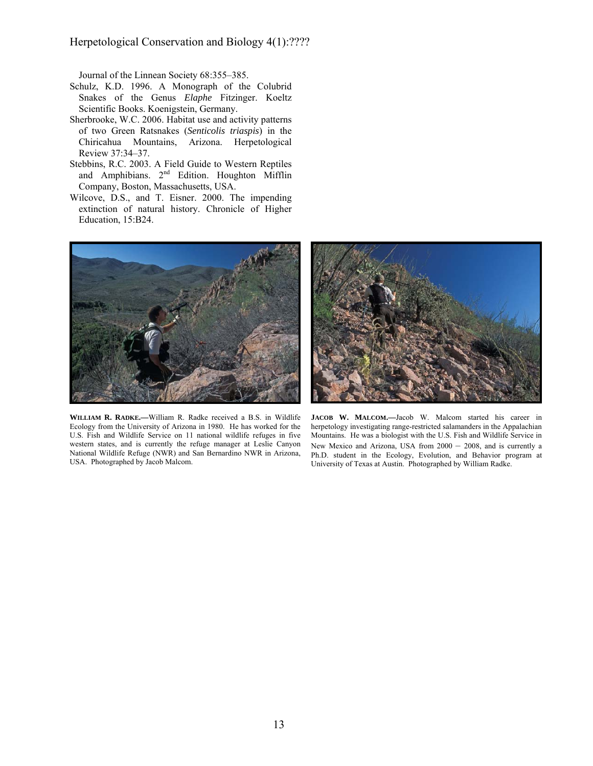Journal of the Linnean Society 68:355–385.

Schulz, K.D. 1996. A Monograph of the Colubrid Snakes of the Genus *Elaphe* Fitzinger. Koeltz Scientific Books. Koenigstein, Germany.

Sherbrooke, W.C. 2006. Habitat use and activity patterns of two Green Ratsnakes (*Senticolis triaspis*) in the Chiricahua Mountains, Arizona. Herpetological Review 37:34–37.

Stebbins, R.C. 2003. A Field Guide to Western Reptiles and Amphibians. 2nd Edition. Houghton Mifflin Company, Boston, Massachusetts, USA.

Wilcove, D.S., and T. Eisner. 2000. The impending extinction of natural history. Chronicle of Higher Education, 15:B24.

**WILLIAM R. RADKE.—**William R. Radke received a B.S. in Wildlife Ecology from the University of Arizona in 1980. He has worked for the U.S. Fish and Wildlife Service on 11 national wildlife refuges in five western states, and is currently the refuge manager at Leslie Canyon National Wildlife Refuge (NWR) and San Bernardino NWR in Arizona, USA. Photographed by Jacob Malcom.

**JACOB W. MALCOM.—**Jacob W. Malcom started his career in herpetology investigating range-restricted salamanders in the Appalachian Mountains. He was a biologist with the U.S. Fish and Wildlife Service in New Mexico and Arizona, USA from 2000 – 2008, and is currently a Ph.D. student in the Ecology, Evolution, and Behavior program at University of Texas at Austin. Photographed by William Radke.